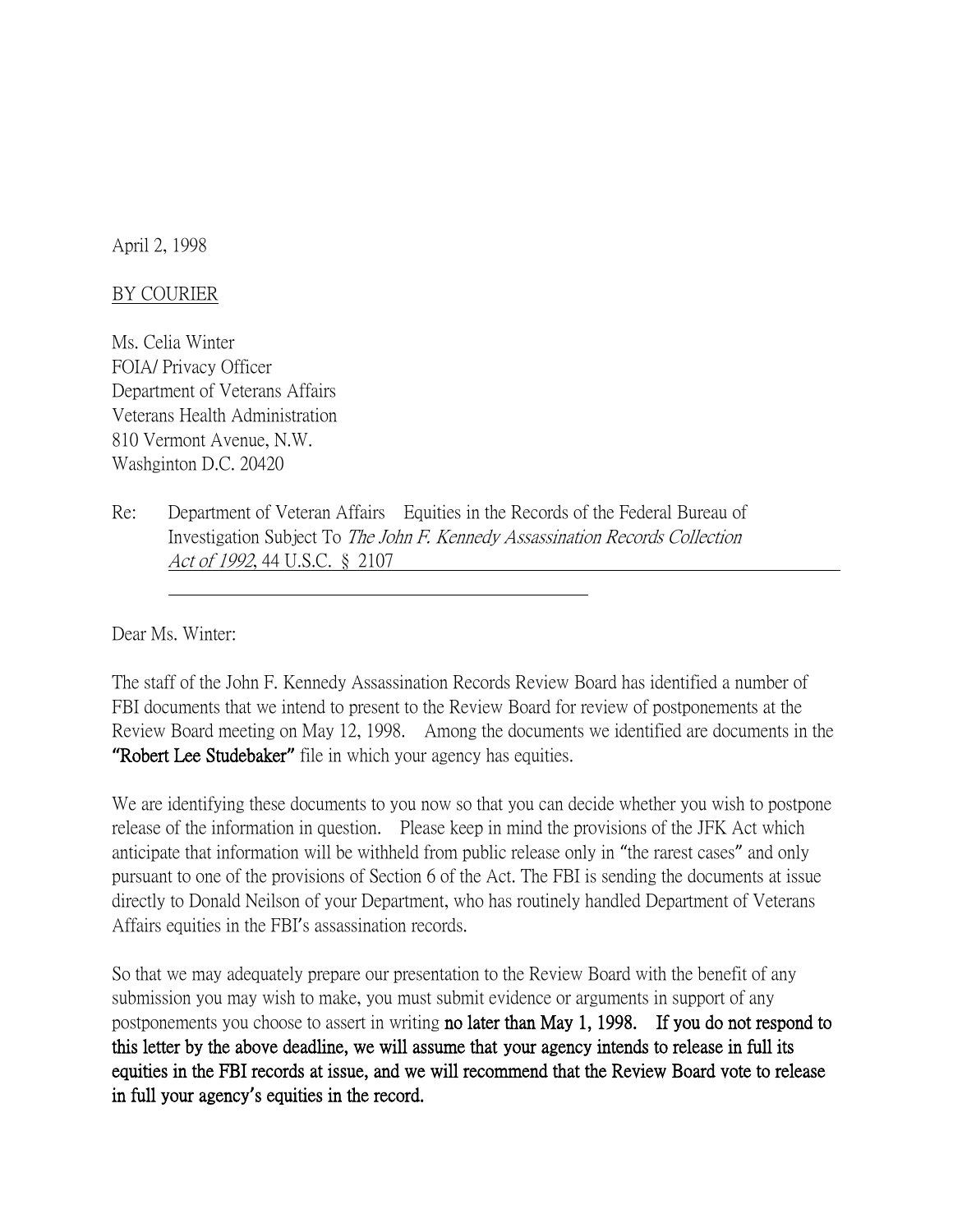April 2, 1998

BY COURIER

Ms. Celia Winter
FOIA/ Privacy Officer
Department of Veterans Affairs
Veterans Health Administration
810 Vermont Avenue, N.W.
Washginton D.C. 20420

Re: Department of Veteran Affairs Equities in the Records of the Federal Bureau of Investigation Subject To *The John F. Kennedy Assassination Records Collection Act of 1992*, 44 U.S.C. § 2107

Dear Ms. Winter:

The staff of the John F. Kennedy Assassination Records Review Board has identified a number of FBI documents that we intend to present to the Review Board for review of postponements at the Review Board meeting on May 12, 1998. Among the documents we identified are documents in the **"Robert Lee Studebaker"** file in which your agency has equities.

We are identifying these documents to you now so that you can decide whether you wish to postpone release of the information in question. Please keep in mind the provisions of the JFK Act which anticipate that information will be withheld from public release only in "the rarest cases" and only pursuant to one of the provisions of Section 6 of the Act. The FBI is sending the documents at issue directly to Donald Neilson of your Department, who has routinely handled Department of Veterans Affairs equities in the FBI's assassination records.

So that we may adequately prepare our presentation to the Review Board with the benefit of any submission you may wish to make, you must submit evidence or arguments in support of any postponements you choose to assert in writing **no later than May 1, 1998. If you do not respond to this letter by the above deadline, we will assume that your agency intends to release in full its equities in the FBI records at issue, and we will recommend that the Review Board vote to release in full your agency's equities in the record.**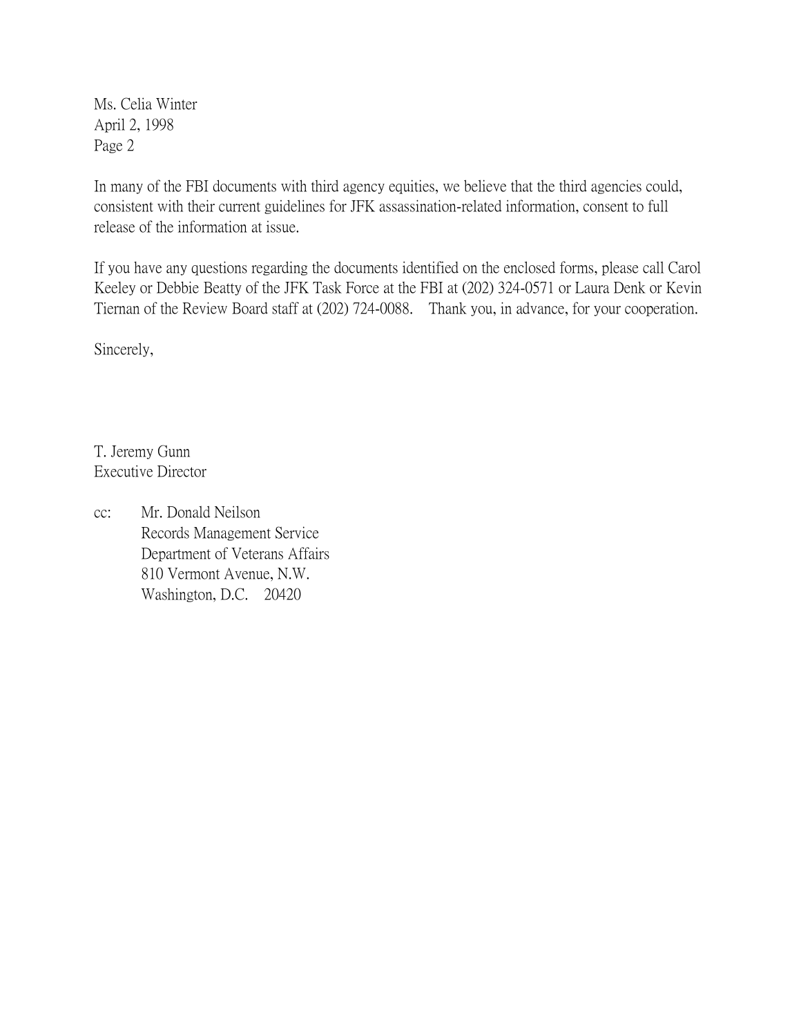In many of the FBI documents with third agency equities, we believe that the third agencies could, consistent with their current guidelines for JFK assassination-related information, consent to full release of the information at issue.

If you have any questions regarding the documents identified on the enclosed forms, please call Carol Keeley or Debbie Beatty of the JFK Task Force at the FBI at (202) 324-0571 or Laura Denk or Kevin Tiernan of the Review Board staff at (202) 724-0088. Thank you, in advance, for your cooperation.

Sincerely,

T. Jeremy Gunn
Executive Director

cc: Mr. Donald Neilson
Records Management Service
Department of Veterans Affairs
810 Vermont Avenue, N.W.
Washington, D.C. 20420